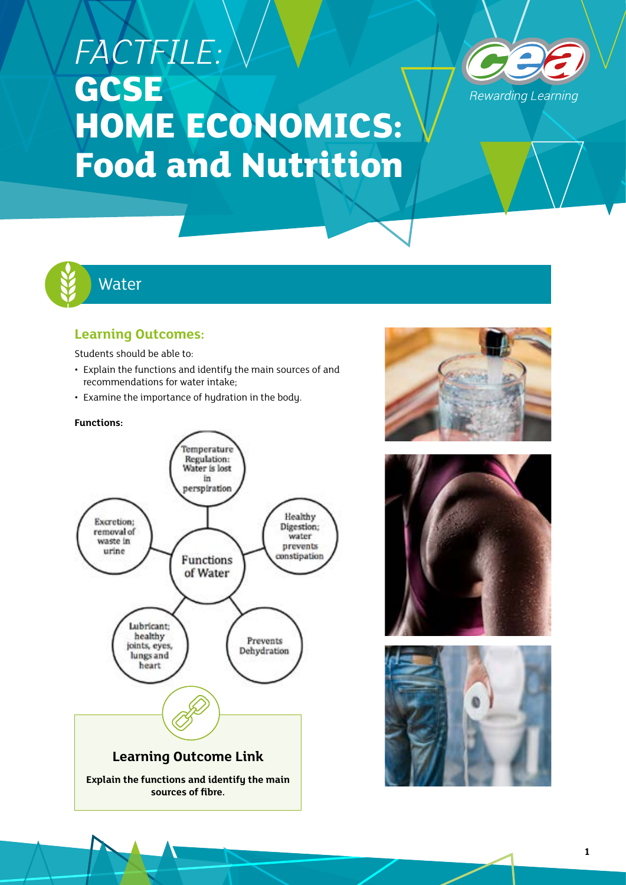# FACTFILE: GCSE HOME ECONOMICS: Food and Nutrition

## Water

### Learning Outcomes:

Students should be able to:

- Explain the functions and identify the main sources of and recommendations for water intake;
- Examine the importance of hydration in the body.

**Functions:**

Functions of Water

- Temperature Regulation: Water is lost in perspiration
- Healthy Digestion; water prevents constipation
- Prevents Dehydration
- Lubricant; healthy joints, eyes, lungs and heart
- Excretion; removal of waste in urine

**Learning Outcome Link**

**Explain the functions and identify the main sources of fibre.**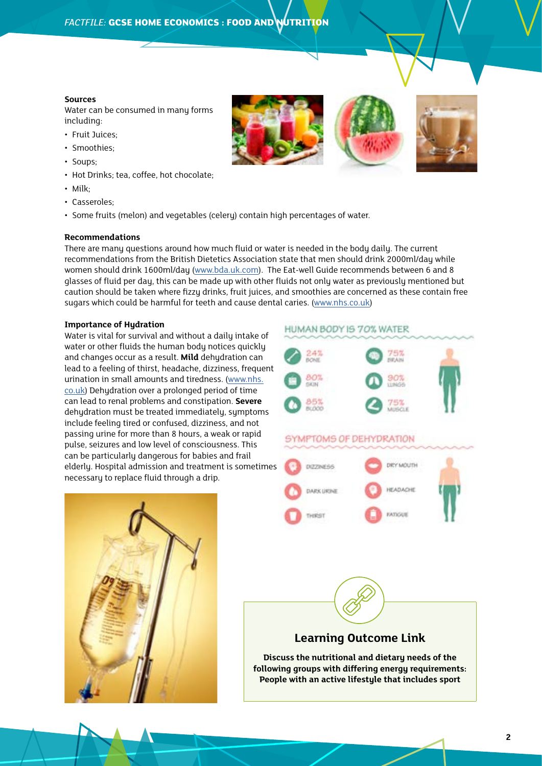**Sources**

Water can be consumed in many forms including:

- Fruit Juices;
- Smoothies;
- Soups;
- Hot Drinks; tea, coffee, hot chocolate;
- Milk;
- Casseroles;
- Some fruits (melon) and vegetables (celery) contain high percentages of water.

**Recommendations**

There are many questions around how much fluid or water is needed in the body daily. The current recommendations from the British Dietetics Association state that men should drink 2000ml/day while women should drink 1600ml/day (www.bda.uk.com). The Eat-well Guide recommends between 6 and 8 glasses of fluid per day, this can be made up with other fluids not only water as previously mentioned but caution should be taken where fizzy drinks, fruit juices, and smoothies are concerned as these contain free sugars which could be harmful for teeth and cause dental caries. (www.nhs.co.uk)

**Importance of Hydration**

Water is vital for survival and without a daily intake of water or other fluids the human body notices quickly and changes occur as a result. **Mild** dehydration can lead to a feeling of thirst, headache, dizziness, frequent urination in small amounts and tiredness. (www.nhs.co.uk) Dehydration over a prolonged period of time can lead to renal problems and constipation. **Severe** dehydration must be treated immediately, symptoms include feeling tired or confused, dizziness, and not passing urine for more than 8 hours, a weak or rapid pulse, seizures and low level of consciousness. This can be particularly dangerous for babies and frail elderly. Hospital admission and treatment is sometimes necessary to replace fluid through a drip.

HUMAN BODY IS 70% WATER

- 24% BONE
- 75% BRAIN
- 80% SKIN
- 90% LUNGS
- 85% BLOOD
- 75% MUSCLE

SYMPTOMS OF DEHYDRATION

- DIZZINESS
- DRY MOUTH
- DARK URINE
- HEADACHE
- THIRST
- FATIGUE

## Learning Outcome Link

**Discuss the nutritional and dietary needs of the following groups with differing energy requirements: People with an active lifestyle that includes sport**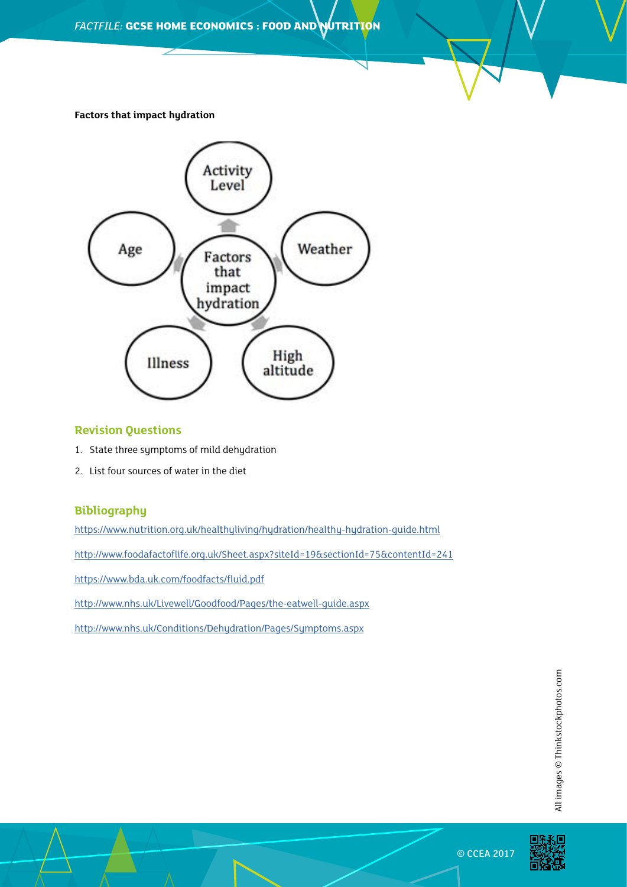**Factors that impact hydration**

Factors that impact hydration

Activity Level

Weather

High altitude

Illness

Age

## Revision Questions

1. State three symptoms of mild dehydration
2. List four sources of water in the diet

## Bibliography

https://www.nutrition.org.uk/healthyliving/hydration/healthy-hydration-guide.html

http://www.foodafactoflife.org.uk/Sheet.aspx?siteId=19&sectionId=75&contentId=241

https://www.bda.uk.com/foodfacts/fluid.pdf

http://www.nhs.uk/Livewell/Goodfood/Pages/the-eatwell-guide.aspx

http://www.nhs.uk/Conditions/Dehydration/Pages/Symptoms.aspx

All images © Thinkstockphotos.com

© CCEA 2017